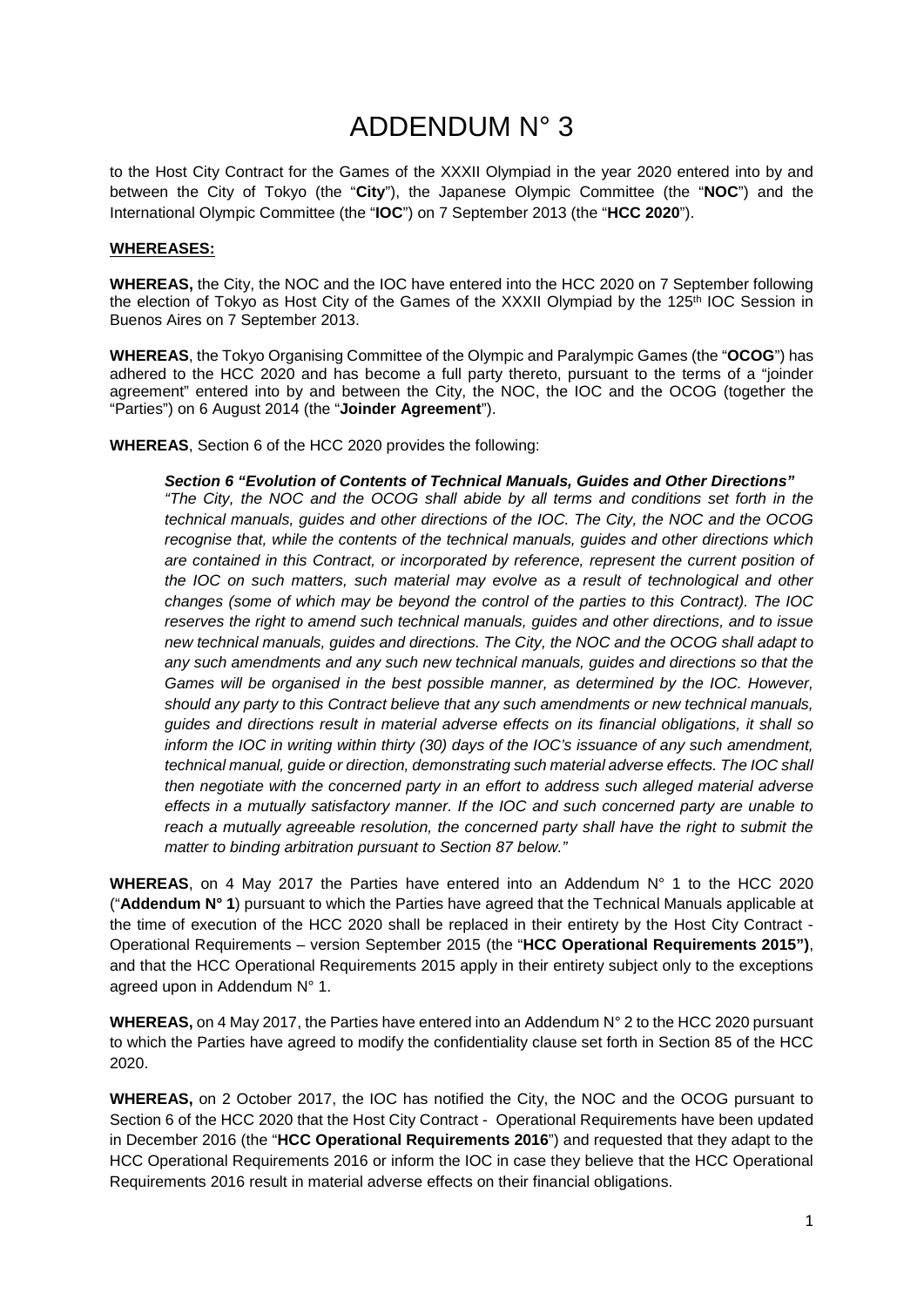# ADDENDUM N° 3

to the Host City Contract for the Games of the XXXII Olympiad in the year 2020 entered into by and between the City of Tokyo (the "**City**"), the Japanese Olympic Committee (the "**NOC**") and the International Olympic Committee (the "**IOC**") on 7 September 2013 (the "**HCC 2020**").

**WHEREASES:**

**WHEREAS,** the City, the NOC and the IOC have entered into the HCC 2020 on 7 September following the election of Tokyo as Host City of the Games of the XXXII Olympiad by the 125th IOC Session in Buenos Aires on 7 September 2013.

**WHEREAS**, the Tokyo Organising Committee of the Olympic and Paralympic Games (the "**OCOG**") has adhered to the HCC 2020 and has become a full party thereto, pursuant to the terms of a "joinder agreement" entered into by and between the City, the NOC, the IOC and the OCOG (together the "Parties") on 6 August 2014 (the "**Joinder Agreement**").

**WHEREAS**, Section 6 of the HCC 2020 provides the following:

> ***Section 6 "Evolution of Contents of Technical Manuals, Guides and Other Directions"***
> *"The City, the NOC and the OCOG shall abide by all terms and conditions set forth in the technical manuals, guides and other directions of the IOC. The City, the NOC and the OCOG recognise that, while the contents of the technical manuals, guides and other directions which are contained in this Contract, or incorporated by reference, represent the current position of the IOC on such matters, such material may evolve as a result of technological and other changes (some of which may be beyond the control of the parties to this Contract). The IOC reserves the right to amend such technical manuals, guides and other directions, and to issue new technical manuals, guides and directions. The City, the NOC and the OCOG shall adapt to any such amendments and any such new technical manuals, guides and directions so that the Games will be organised in the best possible manner, as determined by the IOC. However, should any party to this Contract believe that any such amendments or new technical manuals, guides and directions result in material adverse effects on its financial obligations, it shall so inform the IOC in writing within thirty (30) days of the IOC's issuance of any such amendment, technical manual, guide or direction, demonstrating such material adverse effects. The IOC shall then negotiate with the concerned party in an effort to address such alleged material adverse effects in a mutually satisfactory manner. If the IOC and such concerned party are unable to reach a mutually agreeable resolution, the concerned party shall have the right to submit the matter to binding arbitration pursuant to Section 87 below."*

**WHEREAS**, on 4 May 2017 the Parties have entered into an Addendum N° 1 to the HCC 2020 ("**Addendum N° 1**) pursuant to which the Parties have agreed that the Technical Manuals applicable at the time of execution of the HCC 2020 shall be replaced in their entirety by the Host City Contract - Operational Requirements – version September 2015 (the "**HCC Operational Requirements 2015")**, and that the HCC Operational Requirements 2015 apply in their entirety subject only to the exceptions agreed upon in Addendum N° 1.

**WHEREAS,** on 4 May 2017, the Parties have entered into an Addendum N° 2 to the HCC 2020 pursuant to which the Parties have agreed to modify the confidentiality clause set forth in Section 85 of the HCC 2020.

**WHEREAS,** on 2 October 2017, the IOC has notified the City, the NOC and the OCOG pursuant to Section 6 of the HCC 2020 that the Host City Contract - Operational Requirements have been updated in December 2016 (the "**HCC Operational Requirements 2016**") and requested that they adapt to the HCC Operational Requirements 2016 or inform the IOC in case they believe that the HCC Operational Requirements 2016 result in material adverse effects on their financial obligations.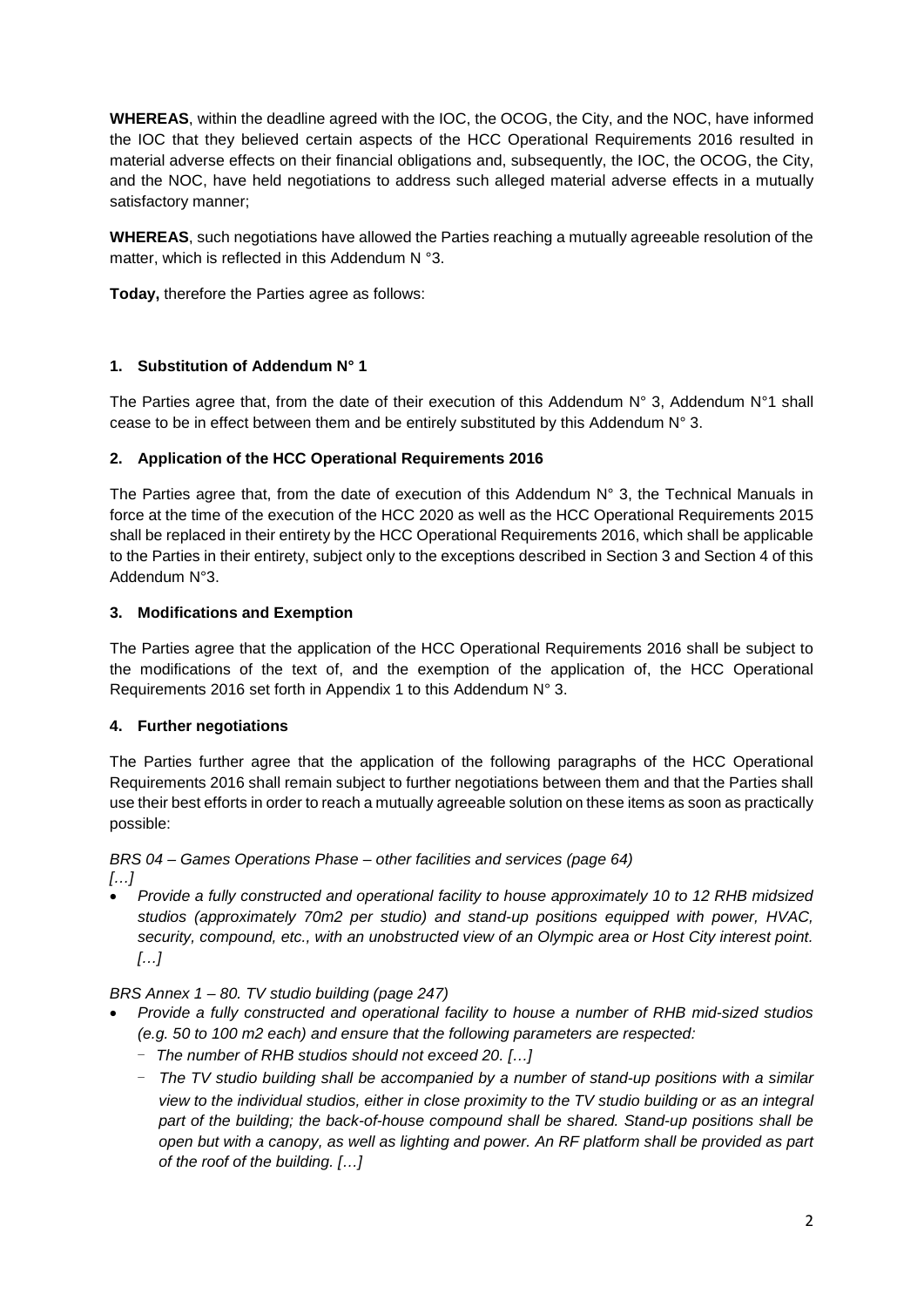**WHEREAS**, within the deadline agreed with the IOC, the OCOG, the City, and the NOC, have informed the IOC that they believed certain aspects of the HCC Operational Requirements 2016 resulted in material adverse effects on their financial obligations and, subsequently, the IOC, the OCOG, the City, and the NOC, have held negotiations to address such alleged material adverse effects in a mutually satisfactory manner;

**WHEREAS**, such negotiations have allowed the Parties reaching a mutually agreeable resolution of the matter, which is reflected in this Addendum N °3.

**Today,** therefore the Parties agree as follows:

## 1. Substitution of Addendum N° 1

The Parties agree that, from the date of their execution of this Addendum N° 3, Addendum N°1 shall cease to be in effect between them and be entirely substituted by this Addendum N° 3.

## 2. Application of the HCC Operational Requirements 2016

The Parties agree that, from the date of execution of this Addendum N° 3, the Technical Manuals in force at the time of the execution of the HCC 2020 as well as the HCC Operational Requirements 2015 shall be replaced in their entirety by the HCC Operational Requirements 2016, which shall be applicable to the Parties in their entirety, subject only to the exceptions described in Section 3 and Section 4 of this Addendum N°3.

## 3. Modifications and Exemption

The Parties agree that the application of the HCC Operational Requirements 2016 shall be subject to the modifications of the text of, and the exemption of the application of, the HCC Operational Requirements 2016 set forth in Appendix 1 to this Addendum N° 3.

## 4. Further negotiations

The Parties further agree that the application of the following paragraphs of the HCC Operational Requirements 2016 shall remain subject to further negotiations between them and that the Parties shall use their best efforts in order to reach a mutually agreeable solution on these items as soon as practically possible:

*BRS 04 – Games Operations Phase – other facilities and services (page 64)*
*[…]*

- *Provide a fully constructed and operational facility to house approximately 10 to 12 RHB midsized studios (approximately 70m2 per studio) and stand-up positions equipped with power, HVAC, security, compound, etc., with an unobstructed view of an Olympic area or Host City interest point. […]*

*BRS Annex 1 – 80. TV studio building (page 247)*

- *Provide a fully constructed and operational facility to house a number of RHB mid-sized studios (e.g. 50 to 100 m2 each) and ensure that the following parameters are respected:*
  - *The number of RHB studios should not exceed 20. […]*
  - *The TV studio building shall be accompanied by a number of stand-up positions with a similar view to the individual studios, either in close proximity to the TV studio building or as an integral part of the building; the back-of-house compound shall be shared. Stand-up positions shall be open but with a canopy, as well as lighting and power. An RF platform shall be provided as part of the roof of the building. […]*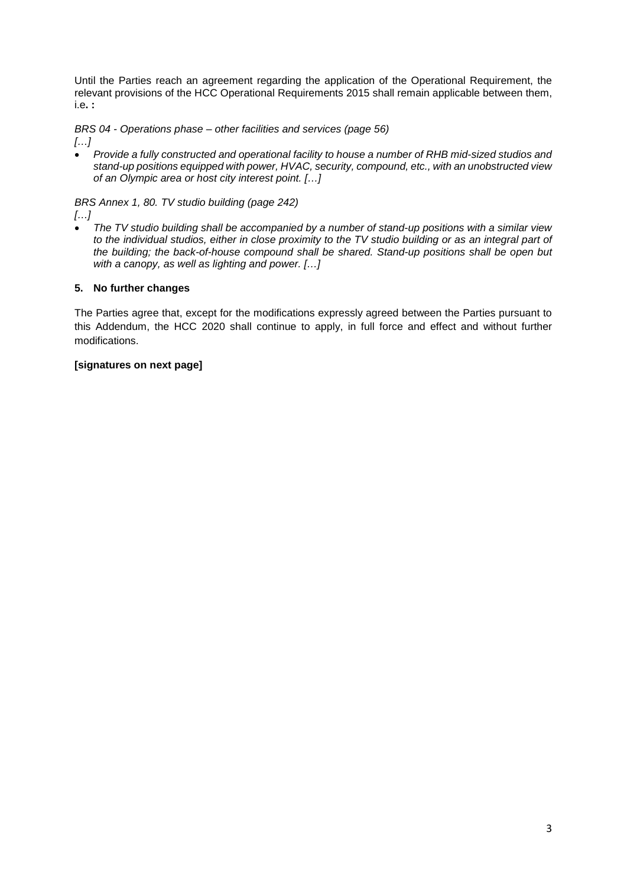Until the Parties reach an agreement regarding the application of the Operational Requirement, the relevant provisions of the HCC Operational Requirements 2015 shall remain applicable between them, i.e**. :**

*BRS 04 - Operations phase – other facilities and services (page 56)*
*[…]*

- *Provide a fully constructed and operational facility to house a number of RHB mid-sized studios and stand-up positions equipped with power, HVAC, security, compound, etc., with an unobstructed view of an Olympic area or host city interest point. […]*

*BRS Annex 1, 80. TV studio building (page 242)*
*[…]*

- *The TV studio building shall be accompanied by a number of stand-up positions with a similar view to the individual studios, either in close proximity to the TV studio building or as an integral part of the building; the back-of-house compound shall be shared. Stand-up positions shall be open but with a canopy, as well as lighting and power. […]*

### 5. No further changes

The Parties agree that, except for the modifications expressly agreed between the Parties pursuant to this Addendum, the HCC 2020 shall continue to apply, in full force and effect and without further modifications.

**[signatures on next page]**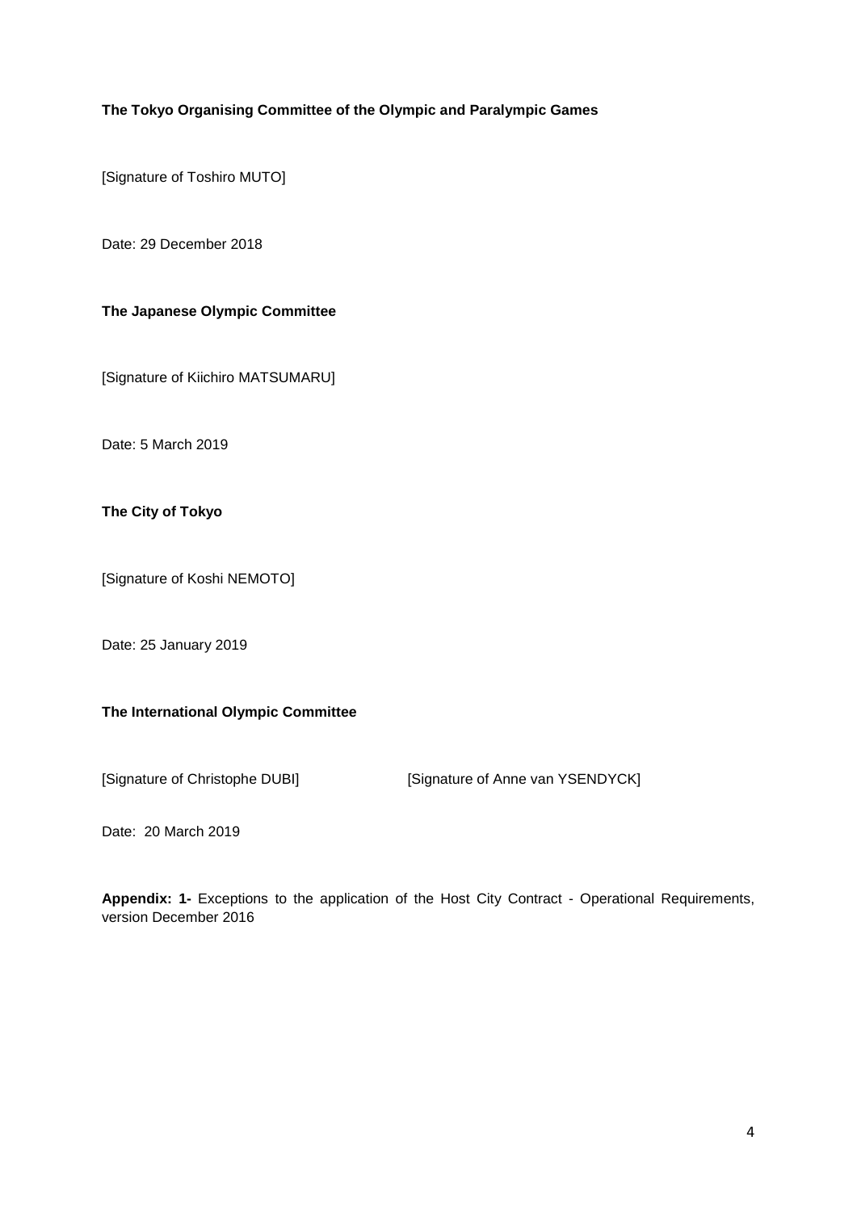**The Tokyo Organising Committee of the Olympic and Paralympic Games**

[Signature of Toshiro MUTO]

Date: 29 December 2018

**The Japanese Olympic Committee**

[Signature of Kiichiro MATSUMARU]

Date: 5 March 2019

**The City of Tokyo**

[Signature of Koshi NEMOTO]

Date: 25 January 2019

**The International Olympic Committee**

[Signature of Christophe DUBI] [Signature of Anne van YSENDYCK]

Date: 20 March 2019

**Appendix: 1-** Exceptions to the application of the Host City Contract - Operational Requirements, version December 2016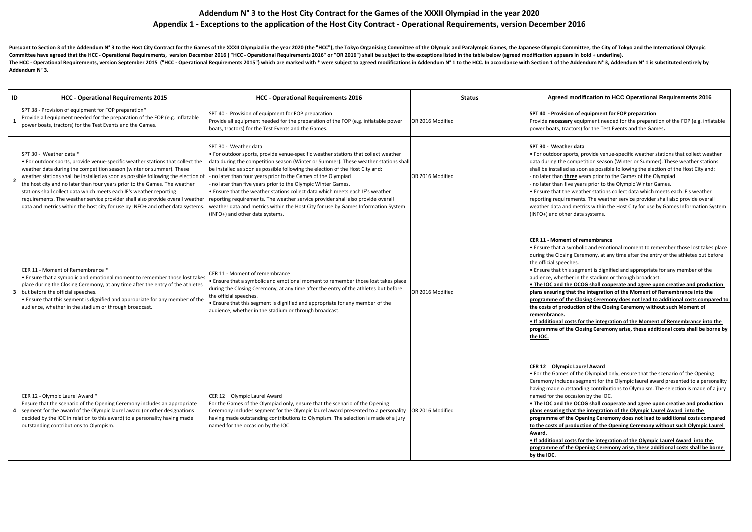# Addendum N° 3 to the Host City Contract for the Games of the XXXII Olympiad in the year 2020

## Appendix 1 - Exceptions to the application of the Host City Contract - Operational Requirements, version December 2016

**Pursuant to Section 3 of the Addendum N° 3 to the Host City Contract for the Games of the XXXII Olympiad in the year 2020 (the "HCC"), the Tokyo Organising Committee of the Olympic and Paralympic Games, the Japanese Olympic Committee, the City of Tokyo and the International Olympic Committee have agreed that the HCC - Operational Requirements, version December 2016 ( "HCC - Operational Requirements 2016" or "OR 2016") shall be subject to the exceptions listed in the table below (agreed modification appears in <u>bold + underline</u>). The HCC - Operational Requirements, version September 2015 ("HCC - Operational Requirements 2015") which are marked with * were subject to agreed modifications in Addendum N° 1 to the HCC. In accordance with Section 1 of the Addendum N° 3, Addendum N° 1 is substituted entirely by Addendum N° 3.**

| ID | HCC - Operational Requirements 2015 | HCC - Operational Requirements 2016 | Status | Agreed modification to HCC Operational Requirements 2016 |
|---|---|---|---|---|
| 1 | SPT 38 - Provision of equipment for FOP preparation* Provide all equipment needed for the preparation of the FOP (e.g. inflatable power boats, tractors) for the Test Events and the Games. | SPT 40 - Provision of equipment for FOP preparation Provide all equipment needed for the preparation of the FOP (e.g. inflatable power boats, tractors) for the Test Events and the Games. | OR 2016 Modified | **SPT 40 - Provision of equipment for FOP preparation** Provide <u>**necessary**</u> equipment needed for the preparation of the FOP (e.g. inflatable power boats, tractors) for the Test Events and the Games**.** |
| 2 | SPT 30 - Weather data * • For outdoor sports, provide venue-specific weather stations that collect the weather data during the competition season (winter or summer). These weather stations shall be installed as soon as possible following the election of the host city and no later than four years prior to the Games. The weather stations shall collect data which meets each IF's weather reporting requirements. The weather service provider shall also provide overall weather data and metrics within the host city for use by INFO+ and other data systems. | SPT 30 - Weather data • For outdoor sports, provide venue-specific weather stations that collect weather data during the competition season (Winter or Summer). These weather stations shall be installed as soon as possible following the election of the Host City and: - no later than four years prior to the Games of the Olympiad - no later than five years prior to the Olympic Winter Games. • Ensure that the weather stations collect data which meets each IF's weather reporting requirements. The weather service provider shall also provide overall weather data and metrics within the Host City for use by Games Information System (INFO+) and other data systems. | OR 2016 Modified | **SPT 30 - Weather data** • For outdoor sports, provide venue-specific weather stations that collect weather data during the competition season (Winter or Summer). These weather stations shall be installed as soon as possible following the election of the Host City and: - no later than <u>**three**</u> years prior to the Games of the Olympiad - no later than five years prior to the Olympic Winter Games. • Ensure that the weather stations collect data which meets each IF's weather reporting requirements. The weather service provider shall also provide overall weather data and metrics within the Host City for use by Games Information System (INFO+) and other data systems. |
| 3 | CER 11 - Moment of Remembrance * • Ensure that a symbolic and emotional moment to remember those lost takes place during the Closing Ceremony, at any time after the entry of the athletes but before the official speeches. • Ensure that this segment is dignified and appropriate for any member of the audience, whether in the stadium or through broadcast. | CER 11 - Moment of remembrance • Ensure that a symbolic and emotional moment to remember those lost takes place during the Closing Ceremony, at any time after the entry of the athletes but before the official speeches. • Ensure that this segment is dignified and appropriate for any member of the audience, whether in the stadium or through broadcast. | OR 2016 Modified | **CER 11 - Moment of remembrance** • Ensure that a symbolic and emotional moment to remember those lost takes place during the Closing Ceremony, at any time after the entry of the athletes but before the official speeches. • Ensure that this segment is dignified and appropriate for any member of the audience, whether in the stadium or through broadcast. <u>**• The IOC and the OCOG shall cooperate and agree upon creative and production plans ensuring that the integration of the Moment of Remembrance into the programme of the Closing Ceremony does not lead to additional costs compared to the costs of production of the Closing Ceremony without such Moment of remembrance.**</u> <u>**• If additional costs for the integration of the Moment of Remembrance into the programme of the Closing Ceremony arise, these additional costs shall be borne by the IOC.**</u> |
| 4 | CER 12 - Olympic Laurel Award * Ensure that the scenario of the Opening Ceremony includes an appropriate segment for the award of the Olympic laurel award (or other designations decided by the IOC in relation to this award) to a personality having made outstanding contributions to Olympism. | CER 12 Olympic Laurel Award For the Games of the Olympiad only, ensure that the scenario of the Opening Ceremony includes segment for the Olympic laurel award presented to a personality having made outstanding contributions to Olympism. The selection is made of a jury named for the occasion by the IOC. | OR 2016 Modified | **CER 12 Olympic Laurel Award** • For the Games of the Olympiad only, ensure that the scenario of the Opening Ceremony includes segment for the Olympic laurel award presented to a personality having made outstanding contributions to Olympism. The selection is made of a jury named for the occasion by the IOC. <u>**• The IOC and the OCOG shall cooperate and agree upon creative and production plans ensuring that the integration of the Olympic Laurel Award into the programme of the Opening Ceremony does not lead to additional costs compared to the costs of production of the Opening Ceremony without such Olympic Laurel Award.**</u> <u>**• If additional costs for the integration of the Olympic Laurel Award into the programme of the Opening Ceremony arise, these additional costs shall be borne by the IOC.**</u> |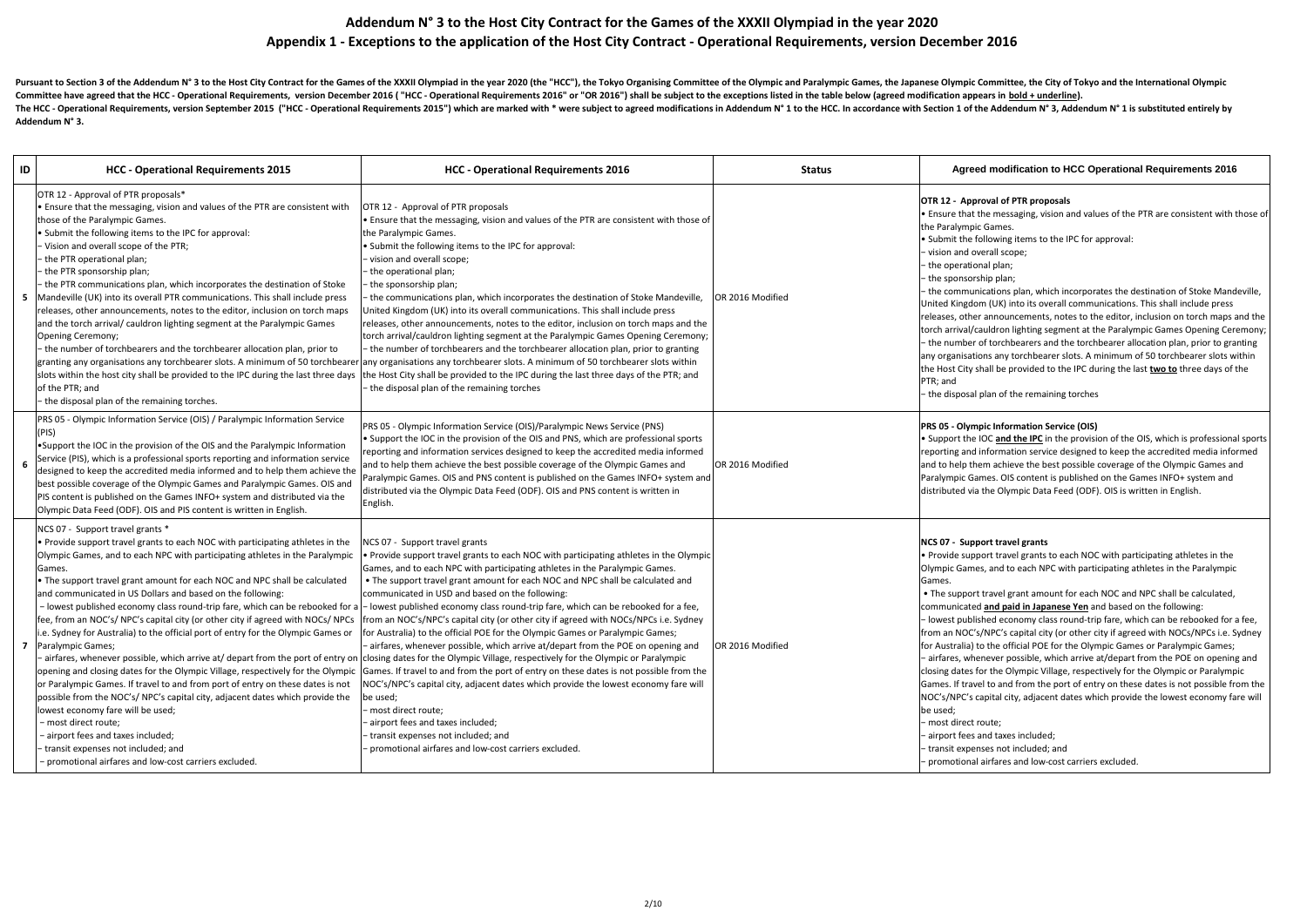# Addendum N° 3 to the Host City Contract for the Games of the XXXII Olympiad in the year 2020

## Appendix 1 - Exceptions to the application of the Host City Contract - Operational Requirements, version December 2016

**Pursuant to Section 3 of the Addendum N° 3 to the Host City Contract for the Games of the XXXII Olympiad in the year 2020 (the "HCC"), the Tokyo Organising Committee of the Olympic and Paralympic Games, the Japanese Olympic Committee, the City of Tokyo and the International Olympic Committee have agreed that the HCC - Operational Requirements, version December 2016 ( "HCC - Operational Requirements 2016" or "OR 2016") shall be subject to the exceptions listed in the table below (agreed modification appears in <u>bold + underline</u>). The HCC - Operational Requirements, version September 2015 ("HCC - Operational Requirements 2015") which are marked with * were subject to agreed modifications in Addendum N° 1 to the HCC. In accordance with Section 1 of the Addendum N° 3, Addendum N° 1 is substituted entirely by Addendum N° 3.**

| ID | HCC - Operational Requirements 2015 | HCC - Operational Requirements 2016 | Status | Agreed modification to HCC Operational Requirements 2016 |
|---|---|---|---|---|
| 5 | OTR 12 - Approval of PTR proposals*<br>• Ensure that the messaging, vision and values of the PTR are consistent with those of the Paralympic Games.<br>• Submit the following items to the IPC for approval:<br>– Vision and overall scope of the PTR;<br>– the PTR operational plan;<br>– the PTR sponsorship plan;<br>– the PTR communications plan, which incorporates the destination of Stoke Mandeville (UK) into its overall PTR communications. This shall include press releases, other announcements, notes to the editor, inclusion on torch maps and the torch arrival/ cauldron lighting segment at the Paralympic Games Opening Ceremony;<br>– the number of torchbearers and the torchbearer allocation plan, prior to granting any organisations any torchbearer slots. A minimum of 50 torchbearer slots within the host city shall be provided to the IPC during the last three days of the PTR; and<br>– the disposal plan of the remaining torches. | OTR 12 - Approval of PTR proposals<br>• Ensure that the messaging, vision and values of the PTR are consistent with those of the Paralympic Games.<br>• Submit the following items to the IPC for approval:<br>– vision and overall scope;<br>– the operational plan;<br>– the sponsorship plan;<br>– the communications plan, which incorporates the destination of Stoke Mandeville, United Kingdom (UK) into its overall communications. This shall include press releases, other announcements, notes to the editor, inclusion on torch maps and the torch arrival/cauldron lighting segment at the Paralympic Games Opening Ceremony;<br>– the number of torchbearers and the torchbearer allocation plan, prior to granting any organisations any torchbearer slots. A minimum of 50 torchbearer slots within the Host City shall be provided to the IPC during the last three days of the PTR; and<br>– the disposal plan of the remaining torches | OR 2016 Modified | **OTR 12 - Approval of PTR proposals**<br>• Ensure that the messaging, vision and values of the PTR are consistent with those of the Paralympic Games.<br>• Submit the following items to the IPC for approval:<br>– vision and overall scope;<br>– the operational plan;<br>– the sponsorship plan;<br>– the communications plan, which incorporates the destination of Stoke Mandeville, United Kingdom (UK) into its overall communications. This shall include press releases, other announcements, notes to the editor, inclusion on torch maps and the torch arrival/cauldron lighting segment at the Paralympic Games Opening Ceremony;<br>– the number of torchbearers and the torchbearer allocation plan, prior to granting any organisations any torchbearer slots. A minimum of 50 torchbearer slots within the Host City shall be provided to the IPC during the last **<u>two to</u>** three days of the PTR; and<br>– the disposal plan of the remaining torches |
| 6 | PRS 05 - Olympic Information Service (OIS) / Paralympic Information Service (PIS)<br>•Support the IOC in the provision of the OIS and the Paralympic Information Service (PIS), which is a professional sports reporting and information service designed to keep the accredited media informed and to help them achieve the best possible coverage of the Olympic Games and Paralympic Games. OIS and PIS content is published on the Games INFO+ system and distributed via the Olympic Data Feed (ODF). OIS and PIS content is written in English. | PRS 05 - Olympic Information Service (OIS)/Paralympic News Service (PNS)<br>• Support the IOC in the provision of the OIS and PNS, which are professional sports reporting and information services designed to keep the accredited media informed and to help them achieve the best possible coverage of the Olympic Games and Paralympic Games. OIS and PNS content is published on the Games INFO+ system and distributed via the Olympic Data Feed (ODF). OIS and PNS content is written in English. | OR 2016 Modified | **PRS 05 - Olympic Information Service (OIS)**<br>• Support the IOC **<u>and the IPC</u>** in the provision of the OIS, which is professional sports reporting and information service designed to keep the accredited media informed and to help them achieve the best possible coverage of the Olympic Games and Paralympic Games. OIS content is published on the Games INFO+ system and distributed via the Olympic Data Feed (ODF). OIS is written in English. |
| 7 | NCS 07 - Support travel grants *<br>• Provide support travel grants to each NOC with participating athletes in the Olympic Games, and to each NPC with participating athletes in the Paralympic Games.<br>• The support travel grant amount for each NOC and NPC shall be calculated and communicated in US Dollars and based on the following:<br>– lowest published economy class round-trip fare, which can be rebooked for a fee, from an NOC's/ NPC's capital city (or other city if agreed with NOCs/ NPCs i.e. Sydney for Australia) to the official port of entry for the Olympic Games or Paralympic Games;<br>– airfares, whenever possible, which arrive at/ depart from the port of entry on opening and closing dates for the Olympic Village, respectively for the Olympic or Paralympic Games. If travel to and from port of entry on these dates is not possible from the NOC's/ NPC's capital city, adjacent dates which provide the lowest economy fare will be used;<br>– most direct route;<br>– airport fees and taxes included;<br>– transit expenses not included; and<br>– promotional airfares and low-cost carriers excluded. | NCS 07 - Support travel grants<br>• Provide support travel grants to each NOC with participating athletes in the Olympic Games, and to each NPC with participating athletes in the Paralympic Games.<br>• The support travel grant amount for each NOC and NPC shall be calculated and communicated in USD and based on the following:<br>– lowest published economy class round-trip fare, which can be rebooked for a fee, from an NOC's/NPC's capital city (or other city if agreed with NOCs/NPCs i.e. Sydney for Australia) to the official POE for the Olympic Games or Paralympic Games;<br>– airfares, whenever possible, which arrive at/depart from the POE on opening and closing dates for the Olympic Village, respectively for the Olympic or Paralympic Games. If travel to and from the port of entry on these dates is not possible from the NOC's/NPC's capital city, adjacent dates which provide the lowest economy fare will be used;<br>– most direct route;<br>– airport fees and taxes included;<br>– transit expenses not included; and<br>– promotional airfares and low-cost carriers excluded. | OR 2016 Modified | **NCS 07 - Support travel grants**<br>• Provide support travel grants to each NOC with participating athletes in the Olympic Games, and to each NPC with participating athletes in the Paralympic Games.<br>• The support travel grant amount for each NOC and NPC shall be calculated, communicated **<u>and paid in Japanese Yen</u>** and based on the following:<br>– lowest published economy class round-trip fare, which can be rebooked for a fee, from an NOC's/NPC's capital city (or other city if agreed with NOCs/NPCs i.e. Sydney for Australia) to the official POE for the Olympic Games or Paralympic Games;<br>– airfares, whenever possible, which arrive at/depart from the POE on opening and closing dates for the Olympic Village, respectively for the Olympic or Paralympic Games. If travel to and from the port of entry on these dates is not possible from the NOC's/NPC's capital city, adjacent dates which provide the lowest economy fare will be used;<br>– most direct route;<br>– airport fees and taxes included;<br>– transit expenses not included; and<br>– promotional airfares and low-cost carriers excluded. |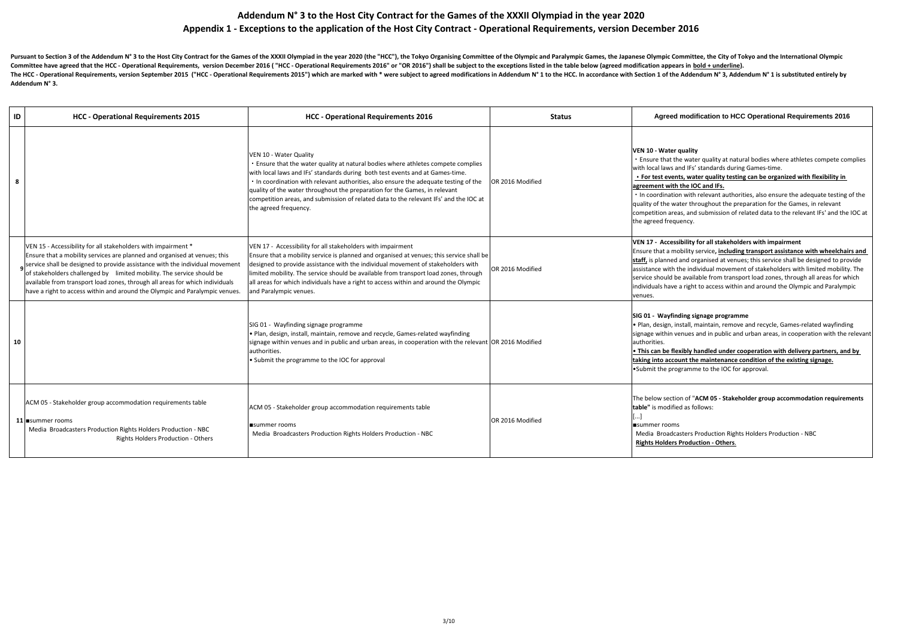# Addendum N° 3 to the Host City Contract for the Games of the XXXII Olympiad in the year 2020

## Appendix 1 - Exceptions to the application of the Host City Contract - Operational Requirements, version December 2016

**Pursuant to Section 3 of the Addendum N° 3 to the Host City Contract for the Games of the XXXII Olympiad in the year 2020 (the "HCC"), the Tokyo Organising Committee of the Olympic and Paralympic Games, the Japanese Olympic Committee, the City of Tokyo and the International Olympic Committee have agreed that the HCC - Operational Requirements, version December 2016 ( "HCC - Operational Requirements 2016" or "OR 2016") shall be subject to the exceptions listed in the table below (agreed modification appears in <u>bold + underline</u>). The HCC - Operational Requirements, version September 2015 ("HCC - Operational Requirements 2015") which are marked with * were subject to agreed modifications in Addendum N° 1 to the HCC. In accordance with Section 1 of the Addendum N° 3, Addendum N° 1 is substituted entirely by Addendum N° 3.**

| ID | HCC - Operational Requirements 2015 | HCC - Operational Requirements 2016 | Status | Agreed modification to HCC Operational Requirements 2016 |
|---|---|---|---|---|
| 8 | | VEN 10 - Water Quality<br>・Ensure that the water quality at natural bodies where athletes compete complies with local laws and IFs' standards during both test events and at Games-time.<br>・In coordination with relevant authorities, also ensure the adequate testing of the quality of the water throughout the preparation for the Games, in relevant competition areas, and submission of related data to the relevant IFs' and the IOC at the agreed frequency. | OR 2016 Modified | **VEN 10 - Water quality**<br>・Ensure that the water quality at natural bodies where athletes compete complies with local laws and IFs' standards during Games-time.<br>**<u>・For test events, water quality testing can be organized with flexibility in agreement with the IOC and IFs.</u>**<br>・In coordination with relevant authorities, also ensure the adequate testing of the quality of the water throughout the preparation for the Games, in relevant competition areas, and submission of related data to the relevant IFs' and the IOC at the agreed frequency. |
| 9 | VEN 15 - Accessibility for all stakeholders with impairment *<br>Ensure that a mobility services are planned and organised at venues; this service shall be designed to provide assistance with the individual movement of stakeholders challenged by limited mobility. The service should be available from transport load zones, through all areas for which individuals have a right to access within and around the Olympic and Paralympic venues. | VEN 17 - Accessibility for all stakeholders with impairment<br>Ensure that a mobility service is planned and organised at venues; this service shall be designed to provide assistance with the individual movement of stakeholders with limited mobility. The service should be available from transport load zones, through all areas for which individuals have a right to access within and around the Olympic and Paralympic venues. | OR 2016 Modified | **VEN 17 - Accessibility for all stakeholders with impairment**<br>Ensure that a mobility service**<u>, including transport assistance with wheelchairs and staff,</u>** is planned and organised at venues; this service shall be designed to provide assistance with the individual movement of stakeholders with limited mobility. The service should be available from transport load zones, through all areas for which individuals have a right to access within and around the Olympic and Paralympic venues. |
| 10 | | SIG 01 - Wayfinding signage programme<br>• Plan, design, install, maintain, remove and recycle, Games-related wayfinding signage within venues and in public and urban areas, in cooperation with the relevant authorities.<br>• Submit the programme to the IOC for approval | OR 2016 Modified | **SIG 01 - Wayfinding signage programme**<br>• Plan, design, install, maintain, remove and recycle, Games-related wayfinding signage within venues and in public and urban areas, in cooperation with the relevant authorities.<br>**<u>• This can be flexibly handled under cooperation with delivery partners, and by taking into account the maintenance condition of the existing signage.</u>**<br>•Submit the programme to the IOC for approval. |
| 11 | ACM 05 - Stakeholder group accommodation requirements table<br>■summer rooms<br>Media Broadcasters Production Rights Holders Production - NBC<br>Rights Holders Production - Others | ACM 05 - Stakeholder group accommodation requirements table<br>■summer rooms<br>Media Broadcasters Production Rights Holders Production - NBC | OR 2016 Modified | The below section of "**ACM 05 - Stakeholder group accommodation requirements table"** is modified as follows:<br>[...]<br>■summer rooms<br>Media Broadcasters Production Rights Holders Production - NBC<br>**<u>Rights Holders Production - Others</u>**. |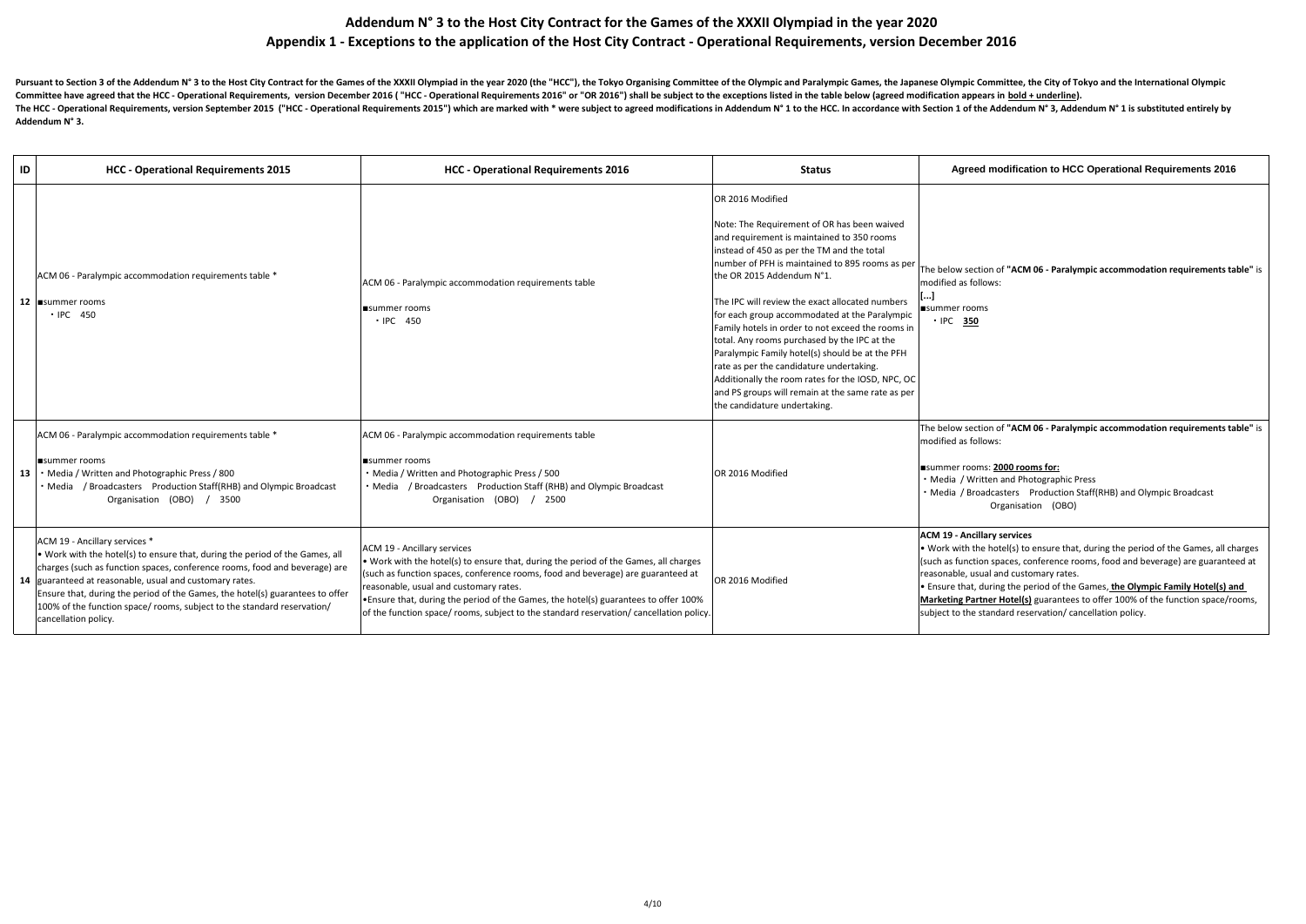# Addendum N° 3 to the Host City Contract for the Games of the XXXII Olympiad in the year 2020

## Appendix 1 - Exceptions to the application of the Host City Contract - Operational Requirements, version December 2016

**Pursuant to Section 3 of the Addendum N° 3 to the Host City Contract for the Games of the XXXII Olympiad in the year 2020 (the "HCC"), the Tokyo Organising Committee of the Olympic and Paralympic Games, the Japanese Olympic Committee, the City of Tokyo and the International Olympic Committee have agreed that the HCC - Operational Requirements, version December 2016 ( "HCC - Operational Requirements 2016" or "OR 2016") shall be subject to the exceptions listed in the table below (agreed modification appears in bold + underline). The HCC - Operational Requirements, version September 2015 ("HCC - Operational Requirements 2015") which are marked with * were subject to agreed modifications in Addendum N° 1 to the HCC. In accordance with Section 1 of the Addendum N° 3, Addendum N° 1 is substituted entirely by Addendum N° 3.**

| ID | HCC - Operational Requirements 2015 | HCC - Operational Requirements 2016 | Status | Agreed modification to HCC Operational Requirements 2016 |
|---|---|---|---|---|
| 12 | ACM 06 - Paralympic accommodation requirements table *<br>■summer rooms<br>・IPC 450 | ACM 06 - Paralympic accommodation requirements table<br>■summer rooms<br>・IPC 450 | OR 2016 Modified<br><br>Note: The Requirement of OR has been waived and requirement is maintained to 350 rooms instead of 450 as per the TM and the total number of PFH is maintained to 895 rooms as per the OR 2015 Addendum N°1.<br><br>The IPC will review the exact allocated numbers for each group accommodated at the Paralympic Family hotels in order to not exceed the rooms in total. Any rooms purchased by the IPC at the Paralympic Family hotel(s) should be at the PFH rate as per the candidature undertaking. Additionally the room rates for the IOSD, NPC, OC and PS groups will remain at the same rate as per the candidature undertaking. | The below section of **"ACM 06 - Paralympic accommodation requirements table"** is modified as follows:<br>**[...]**<br>■summer rooms<br>・IPC **<u>350</u>** |
| 13 | ACM 06 - Paralympic accommodation requirements table *<br>■summer rooms<br>・Media / Written and Photographic Press / 800<br>・Media / Broadcasters Production Staff(RHB) and Olympic Broadcast Organisation (OBO) / 3500 | ACM 06 - Paralympic accommodation requirements table<br>■summer rooms<br>・Media / Written and Photographic Press / 500<br>・Media / Broadcasters Production Staff (RHB) and Olympic Broadcast Organisation (OBO) / 2500 | OR 2016 Modified | The below section of **"ACM 06 - Paralympic accommodation requirements table"** is modified as follows:<br>■summer rooms: **<u>2000 rooms for:</u>**<br>・Media / Written and Photographic Press<br>・Media / Broadcasters Production Staff(RHB) and Olympic Broadcast Organisation (OBO) |
| 14 | ACM 19 - Ancillary services *<br>• Work with the hotel(s) to ensure that, during the period of the Games, all charges (such as function spaces, conference rooms, food and beverage) are guaranteed at reasonable, usual and customary rates.<br>Ensure that, during the period of the Games, the hotel(s) guarantees to offer 100% of the function space/ rooms, subject to the standard reservation/ cancellation policy. | ACM 19 - Ancillary services<br>• Work with the hotel(s) to ensure that, during the period of the Games, all charges (such as function spaces, conference rooms, food and beverage) are guaranteed at reasonable, usual and customary rates.<br>•Ensure that, during the period of the Games, the hotel(s) guarantees to offer 100% of the function space/ rooms, subject to the standard reservation/ cancellation policy. | OR 2016 Modified | **ACM 19 - Ancillary services**<br>• Work with the hotel(s) to ensure that, during the period of the Games, all charges (such as function spaces, conference rooms, food and beverage) are guaranteed at reasonable, usual and customary rates.<br>• Ensure that, during the period of the Games, **<u>the Olympic Family Hotel(s) and Marketing Partner Hotel(s)</u>** guarantees to offer 100% of the function space/rooms, subject to the standard reservation/ cancellation policy. |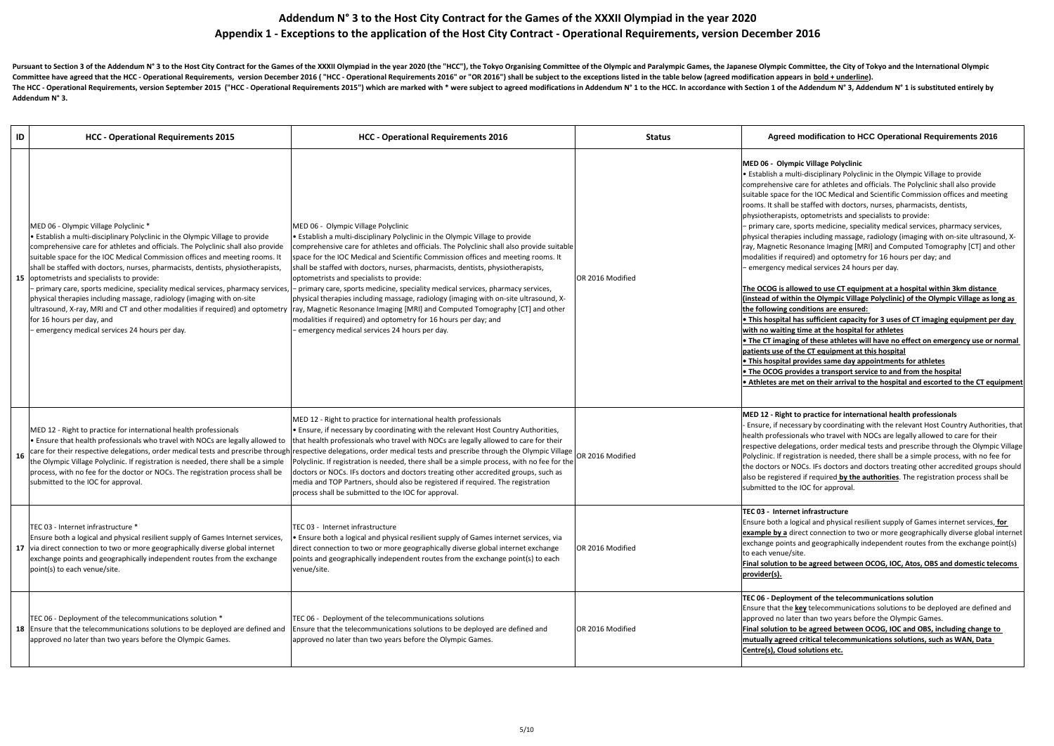# Addendum N° 3 to the Host City Contract for the Games of the XXXII Olympiad in the year 2020

## Appendix 1 - Exceptions to the application of the Host City Contract - Operational Requirements, version December 2016

**Pursuant to Section 3 of the Addendum N° 3 to the Host City Contract for the Games of the XXXII Olympiad in the year 2020 (the "HCC"), the Tokyo Organising Committee of the Olympic and Paralympic Games, the Japanese Olympic Committee, the City of Tokyo and the International Olympic Committee have agreed that the HCC - Operational Requirements, version December 2016 ( "HCC - Operational Requirements 2016" or "OR 2016") shall be subject to the exceptions listed in the table below (agreed modification appears in <u>bold + underline</u>).**
**The HCC - Operational Requirements, version September 2015 ("HCC - Operational Requirements 2015") which are marked with * were subject to agreed modifications in Addendum N° 1 to the HCC. In accordance with Section 1 of the Addendum N° 3, Addendum N° 1 is substituted entirely by Addendum N° 3.**

| ID | HCC - Operational Requirements 2015 | HCC - Operational Requirements 2016 | Status | Agreed modification to HCC Operational Requirements 2016 |
|---|---|---|---|---|
| 15 | MED 06 - Olympic Village Polyclinic *<br>• Establish a multi-disciplinary Polyclinic in the Olympic Village to provide comprehensive care for athletes and officials. The Polyclinic shall also provide suitable space for the IOC Medical Commission offices and meeting rooms. It shall be staffed with doctors, nurses, pharmacists, dentists, physiotherapists, optometrists and specialists to provide:<br>– primary care, sports medicine, speciality medical services, pharmacy services, physical therapies including massage, radiology (imaging with on-site ultrasound, X-ray, MRI and CT and other modalities if required) and optometry for 16 hours per day, and<br>– emergency medical services 24 hours per day. | MED 06 - Olympic Village Polyclinic<br>• Establish a multi-disciplinary Polyclinic in the Olympic Village to provide comprehensive care for athletes and officials. The Polyclinic shall also provide suitable space for the IOC Medical and Scientific Commission offices and meeting rooms. It shall be staffed with doctors, nurses, pharmacists, dentists, physiotherapists, optometrists and specialists to provide:<br>– primary care, sports medicine, speciality medical services, pharmacy services, physical therapies including massage, radiology (imaging with on-site ultrasound, X-ray, Magnetic Resonance Imaging [MRI] and Computed Tomography [CT] and other modalities if required) and optometry for 16 hours per day; and<br>– emergency medical services 24 hours per day. | OR 2016 Modified | **MED 06 - Olympic Village Polyclinic**<br>• Establish a multi-disciplinary Polyclinic in the Olympic Village to provide comprehensive care for athletes and officials. The Polyclinic shall also provide suitable space for the IOC Medical and Scientific Commission offices and meeting rooms. It shall be staffed with doctors, nurses, pharmacists, dentists, physiotherapists, optometrists and specialists to provide:<br>– primary care, sports medicine, speciality medical services, pharmacy services, physical therapies including massage, radiology (imaging with on-site ultrasound, X-ray, Magnetic Resonance Imaging [MRI] and Computed Tomography [CT] and other modalities if required) and optometry for 16 hours per day; and<br>– emergency medical services 24 hours per day.<br><br><u>**The OCOG is allowed to use CT equipment at a hospital within 3km distance (instead of within the Olympic Village Polyclinic) of the Olympic Village as long as the following conditions are ensured:**</u><br><u>**• This hospital has sufficient capacity for 3 uses of CT imaging equipment per day with no waiting time at the hospital for athletes**</u><br><u>**• The CT imaging of these athletes will have no effect on emergency use or normal patients use of the CT equipment at this hospital**</u><br><u>**• This hospital provides same day appointments for athletes**</u><br><u>**• The OCOG provides a transport service to and from the hospital**</u><br><u>**• Athletes are met on their arrival to the hospital and escorted to the CT equipment**</u> |
| 16 | MED 12 - Right to practice for international health professionals<br>• Ensure that health professionals who travel with NOCs are legally allowed to care for their respective delegations, order medical tests and prescribe through the Olympic Village Polyclinic. If registration is needed, there shall be a simple process, with no fee for the doctor or NOCs. The registration process shall be submitted to the IOC for approval. | MED 12 - Right to practice for international health professionals<br>• Ensure, if necessary by coordinating with the relevant Host Country Authorities, that health professionals who travel with NOCs are legally allowed to care for their respective delegations, order medical tests and prescribe through the Olympic Village Polyclinic. If registration is needed, there shall be a simple process, with no fee for the doctors or NOCs. IFs doctors and doctors treating other accredited groups, such as media and TOP Partners, should also be registered if required. The registration process shall be submitted to the IOC for approval. | OR 2016 Modified | **MED 12 - Right to practice for international health professionals**<br>- Ensure, if necessary by coordinating with the relevant Host Country Authorities, that health professionals who travel with NOCs are legally allowed to care for their respective delegations, order medical tests and prescribe through the Olympic Village Polyclinic. If registration is needed, there shall be a simple process, with no fee for the doctors or NOCs. IFs doctors and doctors treating other accredited groups should also be registered if required <u>**by the authorities**</u>. The registration process shall be submitted to the IOC for approval. |
| 17 | TEC 03 - Internet infrastructure *<br>Ensure both a logical and physical resilient supply of Games Internet services, via direct connection to two or more geographically diverse global internet exchange points and geographically independent routes from the exchange point(s) to each venue/site. | TEC 03 - Internet infrastructure<br>• Ensure both a logical and physical resilient supply of Games internet services, via direct connection to two or more geographically diverse global internet exchange points and geographically independent routes from the exchange point(s) to each venue/site. | OR 2016 Modified | **TEC 03 - Internet infrastructure**<br>Ensure both a logical and physical resilient supply of Games internet services, <u>**for example by a**</u> direct connection to two or more geographically diverse global internet exchange points and geographically independent routes from the exchange point(s) to each venue/site.<br><u>**Final solution to be agreed between OCOG, IOC, Atos, OBS and domestic telecoms provider(s).**</u> |
| 18 | TEC 06 - Deployment of the telecommunications solution *<br>Ensure that the telecommunications solutions to be deployed are defined and approved no later than two years before the Olympic Games. | TEC 06 - Deployment of the telecommunications solutions<br>Ensure that the telecommunications solutions to be deployed are defined and approved no later than two years before the Olympic Games. | OR 2016 Modified | **TEC 06 - Deployment of the telecommunications solution**<br>Ensure that the <u>**key**</u> telecommunications solutions to be deployed are defined and approved no later than two years before the Olympic Games.<br><u>**Final solution to be agreed between OCOG, IOC and OBS, including change to mutually agreed critical telecommunications solutions, such as WAN, Data Centre(s), Cloud solutions etc.**</u> |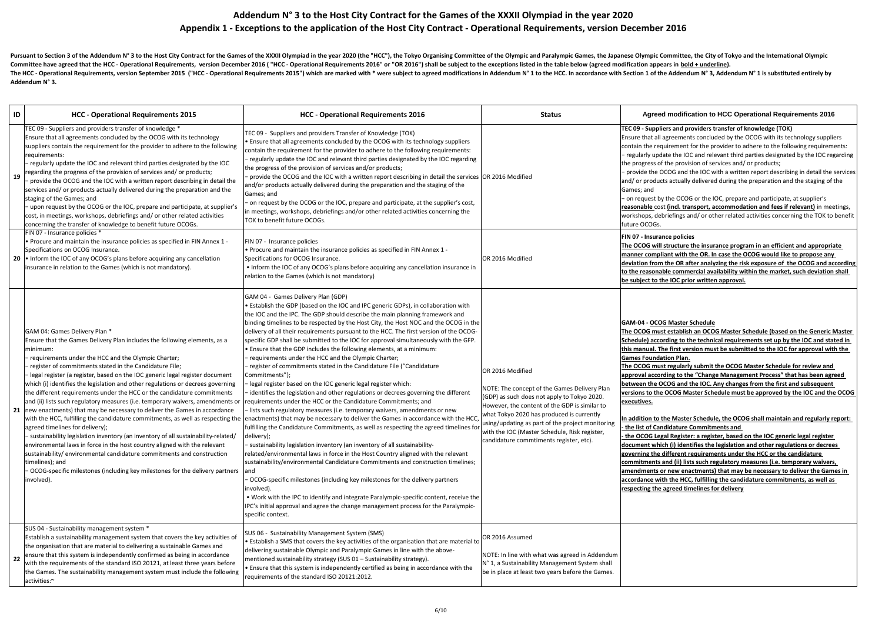# Addendum N° 3 to the Host City Contract for the Games of the XXXII Olympiad in the year 2020

## Appendix 1 - Exceptions to the application of the Host City Contract - Operational Requirements, version December 2016

**Pursuant to Section 3 of the Addendum N° 3 to the Host City Contract for the Games of the XXXII Olympiad in the year 2020 (the "HCC"), the Tokyo Organising Committee of the Olympic and Paralympic Games, the Japanese Olympic Committee, the City of Tokyo and the International Olympic Committee have agreed that the HCC - Operational Requirements, version December 2016 ( "HCC - Operational Requirements 2016" or "OR 2016") shall be subject to the exceptions listed in the table below (agreed modification appears in <u>bold + underline</u>).**
**The HCC - Operational Requirements, version September 2015 ("HCC - Operational Requirements 2015") which are marked with * were subject to agreed modifications in Addendum N° 1 to the HCC. In accordance with Section 1 of the Addendum N° 3, Addendum N° 1 is substituted entirely by Addendum N° 3.**

| ID | HCC - Operational Requirements 2015 | HCC - Operational Requirements 2016 | Status | Agreed modification to HCC Operational Requirements 2016 |
|---|---|---|---|---|
| 19 | TEC 09 - Suppliers and providers transfer of knowledge *<br>Ensure that all agreements concluded by the OCOG with its technology suppliers contain the requirement for the provider to adhere to the following requirements:<br>– regularly update the IOC and relevant third parties designated by the IOC regarding the progress of the provision of services and/ or products;<br>– provide the OCOG and the IOC with a written report describing in detail the services and/ or products actually delivered during the preparation and the staging of the Games; and<br>– upon request by the OCOG or the IOC, prepare and participate, at supplier's cost, in meetings, workshops, debriefings and/ or other related activities concerning the transfer of knowledge to benefit future OCOGs. | TEC 09 - Suppliers and providers Transfer of Knowledge (TOK)<br>• Ensure that all agreements concluded by the OCOG with its technology suppliers contain the requirement for the provider to adhere to the following requirements:<br>– regularly update the IOC and relevant third parties designated by the IOC regarding the progress of the provision of services and/or products;<br>– provide the OCOG and the IOC with a written report describing in detail the services and/or products actually delivered during the preparation and the staging of the Games; and<br>– on request by the OCOG or the IOC, prepare and participate, at the supplier's cost, in meetings, workshops, debriefings and/or other related activities concerning the TOK to benefit future OCOGs. | OR 2016 Modified | **TEC 09 - Suppliers and providers transfer of knowledge (TOK)**<br>Ensure that all agreements concluded by the OCOG with its technology suppliers contain the requirement for the provider to adhere to the following requirements:<br>– regularly update the IOC and relevant third parties designated by the IOC regarding the progress of the provision of services and/ or products;<br>– provide the OCOG and the IOC with a written report describing in detail the services and/ or products actually delivered during the preparation and the staging of the Games; and<br>– on request by the OCOG or the IOC, prepare and participate, at supplier's **<u>reasonable</u>** cost **<u>(incl. transport, accommodation and fees if relevant)</u>** in meetings, workshops, debriefings and/ or other related activities concerning the TOK to benefit future OCOGs. |
| 20 | FIN 07 - Insurance policies *<br>• Procure and maintain the insurance policies as specified in FIN Annex 1 - Specifications on OCOG Insurance.<br>• Inform the IOC of any OCOG's plans before acquiring any cancellation insurance in relation to the Games (which is not mandatory). | FIN 07 - Insurance policies<br>• Procure and maintain the insurance policies as specified in FIN Annex 1 - Specifications for OCOG Insurance.<br>• Inform the IOC of any OCOG's plans before acquiring any cancellation insurance in relation to the Games (which is not mandatory) | OR 2016 Modified | **FIN 07 - Insurance policies**<br>**<u>The OCOG will structure the insurance program in an efficient and appropriate manner compliant with the OR. In case the OCOG would like to propose any deviation from the OR after analyzing the risk exposure of the OCOG and according to the reasonable commercial availability within the market, such deviation shall be subject to the IOC prior written approval.</u>** |
| 21 | GAM 04: Games Delivery Plan *<br>Ensure that the Games Delivery Plan includes the following elements, as a minimum:<br>– requirements under the HCC and the Olympic Charter;<br>– register of commitments stated in the Candidature File;<br>– legal register (a register, based on the IOC generic legal register document which (i) identifies the legislation and other regulations or decrees governing the different requirements under the HCC or the candidature commitments and (ii) lists such regulatory measures (i.e. temporary waivers, amendments or new enactments) that may be necessary to deliver the Games in accordance with the HCC, fulfilling the candidature commitments, as well as respecting the agreed timelines for delivery);<br>– sustainability legislation inventory (an inventory of all sustainability-related/ environmental laws in force in the host country aligned with the relevant sustainability/ environmental candidature commitments and construction timelines); and<br>– OCOG-specific milestones (including key milestones for the delivery partners involved). | GAM 04 - Games Delivery Plan (GDP)<br>• Establish the GDP (based on the IOC and IPC generic GDPs), in collaboration with the IOC and the IPC. The GDP should describe the main planning framework and binding timelines to be respected by the Host City, the Host NOC and the OCOG in the delivery of all their requirements pursuant to the HCC. The first version of the OCOG-specific GDP shall be submitted to the IOC for approval simultaneously with the GFP.<br>• Ensure that the GDP includes the following elements, at a minimum:<br>– requirements under the HCC and the Olympic Charter;<br>– register of commitments stated in the Candidature File ("Candidature Commitments");<br>– legal register based on the IOC generic legal register which:<br>– identifies the legislation and other regulations or decrees governing the different requirements under the HCC or the Candidature Commitments; and<br>– lists such regulatory measures (i.e. temporary waivers, amendments or new enactments) that may be necessary to deliver the Games in accordance with the HCC, fulfilling the Candidature Commitments, as well as respecting the agreed timelines for delivery);<br>– sustainability legislation inventory (an inventory of all sustainability-related/environmental laws in force in the Host Country aligned with the relevant sustainability/environmental Candidature Commitments and construction timelines; and<br>– OCOG-specific milestones (including key milestones for the delivery partners involved).<br>• Work with the IPC to identify and integrate Paralympic-specific content, receive the IPC's initial approval and agree the change management process for the Paralympic-specific context. | OR 2016 Modified<br><br>NOTE: The concept of the Games Delivery Plan (GDP) as such does not apply to Tokyo 2020. However, the content of the GDP is similar to what Tokyo 2020 has produced is currently using/updating as part of the project monitoring with the IOC (Master Schedule, Risk register, candidature commtiments register, etc). | **GAM-04 - <u>OCOG Master Schedule</u>**<br>**<u>The OCOG must establish an OCOG Master Schedule (based on the Generic Master Schedule) according to the technical requirements set up by the IOC and stated in this manual. The first version must be submitted to the IOC for approval with the Games Foundation Plan.</u>**<br>**<u>The OCOG must regularly submit the OCOG Master Schedule for review and approval according to the "Change Management Process" that has been agreed between the OCOG and the IOC. Any changes from the first and subsequent versions to the OCOG Master Schedule must be approved by the IOC and the OCOG executives.</u>**<br><br>**<u>In addition to the Master Schedule, the OCOG shall maintain and regularly report:</u>**<br>**<u>- the list of Candidature Commitments and</u>**<br>**<u>- the OCOG Legal Register: a register, based on the IOC generic legal register document which (i) identifies the legislation and other regulations or decrees governing the different requirements under the HCC or the candidature commitments and (ii) lists such regulatory measures (i.e. temporary waivers, amendments or new enactments) that may be necessary to deliver the Games in accordance with the HCC, fulfilling the candidature commitments, as well as respecting the agreed timelines for delivery</u>** |
| 22 | SUS 04 - Sustainability management system *<br>Establish a sustainability management system that covers the key activities of the organisation that are material to delivering a sustainable Games and ensure that this system is independently confirmed as being in accordance with the requirements of the standard ISO 20121, at least three years before the Games. The sustainability management system must include the following activities:~ | SUS 06 - Sustainability Management System (SMS)<br>• Establish a SMS that covers the key activities of the organisation that are material to delivering sustainable Olympic and Paralympic Games in line with the above-mentioned sustainability strategy (SUS 01 – Sustainability strategy).<br>• Ensure that this system is independently certified as being in accordance with the requirements of the standard ISO 20121:2012. | OR 2016 Assumed<br><br>NOTE: In line with what was agreed in Addendum N° 1, a Sustainability Management System shall be in place at least two years before the Games. | |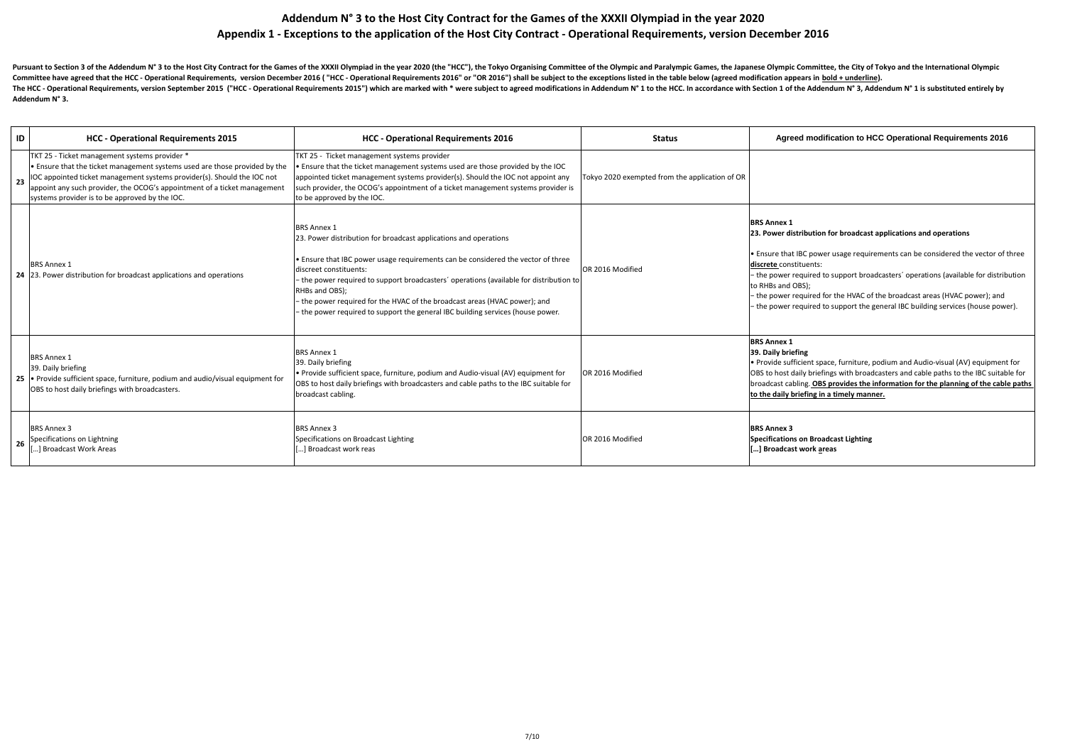# Addendum N° 3 to the Host City Contract for the Games of the XXXII Olympiad in the year 2020

## Appendix 1 - Exceptions to the application of the Host City Contract - Operational Requirements, version December 2016

**Pursuant to Section 3 of the Addendum N° 3 to the Host City Contract for the Games of the XXXII Olympiad in the year 2020 (the "HCC"), the Tokyo Organising Committee of the Olympic and Paralympic Games, the Japanese Olympic Committee, the City of Tokyo and the International Olympic Committee have agreed that the HCC - Operational Requirements, version December 2016 ( "HCC - Operational Requirements 2016" or "OR 2016") shall be subject to the exceptions listed in the table below (agreed modification appears in <u>bold + underline</u>).**
**The HCC - Operational Requirements, version September 2015 ("HCC - Operational Requirements 2015") which are marked with * were subject to agreed modifications in Addendum N° 1 to the HCC. In accordance with Section 1 of the Addendum N° 3, Addendum N° 1 is substituted entirely by Addendum N° 3.**

| ID | HCC - Operational Requirements 2015 | HCC - Operational Requirements 2016 | Status | Agreed modification to HCC Operational Requirements 2016 |
|---|---|---|---|---|
| 23 | TKT 25 - Ticket management systems provider * <br>• Ensure that the ticket management systems used are those provided by the IOC appointed ticket management systems provider(s). Should the IOC not appoint any such provider, the OCOG's appointment of a ticket management systems provider is to be approved by the IOC. | TKT 25 - Ticket management systems provider <br>• Ensure that the ticket management systems used are those provided by the IOC appointed ticket management systems provider(s). Should the IOC not appoint any such provider, the OCOG's appointment of a ticket management systems provider is to be approved by the IOC. | Tokyo 2020 exempted from the application of OR | |
| 24 | BRS Annex 1 <br>23. Power distribution for broadcast applications and operations | BRS Annex 1 <br>23. Power distribution for broadcast applications and operations <br><br>• Ensure that IBC power usage requirements can be considered the vector of three discreet constituents: <br>– the power required to support broadcasters´ operations (available for distribution to RHBs and OBS); <br>– the power required for the HVAC of the broadcast areas (HVAC power); and <br>– the power required to support the general IBC building services (house power. | OR 2016 Modified | **BRS Annex 1** <br>**23. Power distribution for broadcast applications and operations** <br><br>• Ensure that IBC power usage requirements can be considered the vector of three **<u>discrete</u>** constituents: <br>– the power required to support broadcasters´ operations (available for distribution to RHBs and OBS); <br>– the power required for the HVAC of the broadcast areas (HVAC power); and <br>– the power required to support the general IBC building services (house power). |
| 25 | BRS Annex 1 <br>39. Daily briefing <br>• Provide sufficient space, furniture, podium and audio/visual equipment for OBS to host daily briefings with broadcasters. | BRS Annex 1 <br>39. Daily briefing <br>• Provide sufficient space, furniture, podium and Audio-visual (AV) equipment for OBS to host daily briefings with broadcasters and cable paths to the IBC suitable for broadcast cabling. | OR 2016 Modified | **BRS Annex 1** <br>**39. Daily briefing** <br>• Provide sufficient space, furniture, podium and Audio-visual (AV) equipment for OBS to host daily briefings with broadcasters and cable paths to the IBC suitable for broadcast cabling. **<u>OBS provides the information for the planning of the cable paths to the daily briefing in a timely manner.</u>** |
| 26 | BRS Annex 3 <br>Specifications on Lightning <br>[...] Broadcast Work Areas | BRS Annex 3 <br>Specifications on Broadcast Lighting <br>[...] Broadcast work reas | OR 2016 Modified | **BRS Annex 3** <br>**Specifications on Broadcast Lighting** <br>**[...] Broadcast work <u>a</u>reas** |